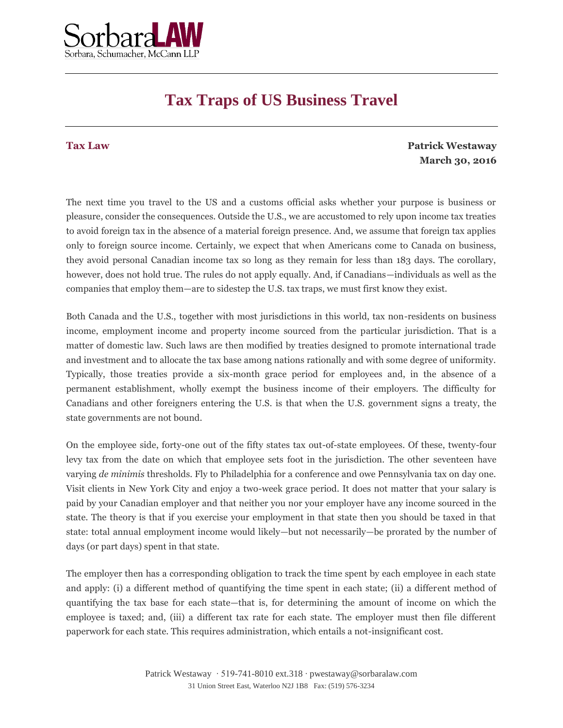# Tax Traps of US Business Travel

**Tax Law**

**Patrick Westaway**
**March 30, 2016**

The next time you travel to the US and a customs official asks whether your purpose is business or pleasure, consider the consequences. Outside the U.S., we are accustomed to rely upon income tax treaties to avoid foreign tax in the absence of a material foreign presence. And, we assume that foreign tax applies only to foreign source income. Certainly, we expect that when Americans come to Canada on business, they avoid personal Canadian income tax so long as they remain for less than 183 days. The corollary, however, does not hold true. The rules do not apply equally. And, if Canadians—individuals as well as the companies that employ them—are to sidestep the U.S. tax traps, we must first know they exist.

Both Canada and the U.S., together with most jurisdictions in this world, tax non-residents on business income, employment income and property income sourced from the particular jurisdiction. That is a matter of domestic law. Such laws are then modified by treaties designed to promote international trade and investment and to allocate the tax base among nations rationally and with some degree of uniformity. Typically, those treaties provide a six-month grace period for employees and, in the absence of a permanent establishment, wholly exempt the business income of their employers. The difficulty for Canadians and other foreigners entering the U.S. is that when the U.S. government signs a treaty, the state governments are not bound.

On the employee side, forty-one out of the fifty states tax out-of-state employees. Of these, twenty-four levy tax from the date on which that employee sets foot in the jurisdiction. The other seventeen have varying *de minimis* thresholds. Fly to Philadelphia for a conference and owe Pennsylvania tax on day one. Visit clients in New York City and enjoy a two-week grace period. It does not matter that your salary is paid by your Canadian employer and that neither you nor your employer have any income sourced in the state. The theory is that if you exercise your employment in that state then you should be taxed in that state: total annual employment income would likely—but not necessarily—be prorated by the number of days (or part days) spent in that state.

The employer then has a corresponding obligation to track the time spent by each employee in each state and apply: (i) a different method of quantifying the time spent in each state; (ii) a different method of quantifying the tax base for each state—that is, for determining the amount of income on which the employee is taxed; and, (iii) a different tax rate for each state. The employer must then file different paperwork for each state. This requires administration, which entails a not-insignificant cost.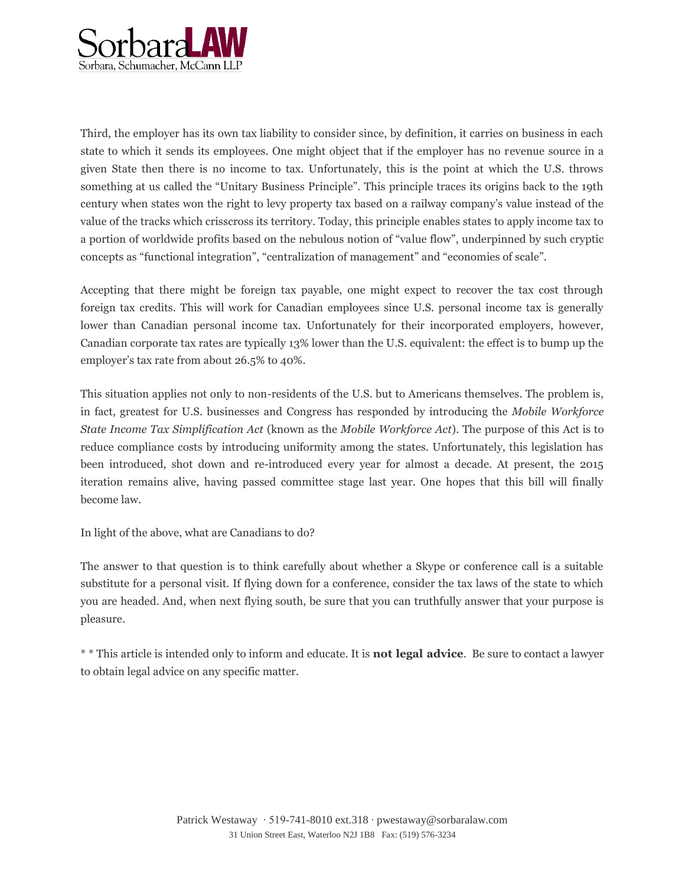Third, the employer has its own tax liability to consider since, by definition, it carries on business in each state to which it sends its employees. One might object that if the employer has no revenue source in a given State then there is no income to tax. Unfortunately, this is the point at which the U.S. throws something at us called the "Unitary Business Principle". This principle traces its origins back to the 19th century when states won the right to levy property tax based on a railway company's value instead of the value of the tracks which crisscross its territory. Today, this principle enables states to apply income tax to a portion of worldwide profits based on the nebulous notion of "value flow", underpinned by such cryptic concepts as "functional integration", "centralization of management" and "economies of scale".

Accepting that there might be foreign tax payable, one might expect to recover the tax cost through foreign tax credits. This will work for Canadian employees since U.S. personal income tax is generally lower than Canadian personal income tax. Unfortunately for their incorporated employers, however, Canadian corporate tax rates are typically 13% lower than the U.S. equivalent: the effect is to bump up the employer's tax rate from about 26.5% to 40%.

This situation applies not only to non-residents of the U.S. but to Americans themselves. The problem is, in fact, greatest for U.S. businesses and Congress has responded by introducing the *Mobile Workforce State Income Tax Simplification Act* (known as the *Mobile Workforce Act*). The purpose of this Act is to reduce compliance costs by introducing uniformity among the states. Unfortunately, this legislation has been introduced, shot down and re-introduced every year for almost a decade. At present, the 2015 iteration remains alive, having passed committee stage last year. One hopes that this bill will finally become law.

In light of the above, what are Canadians to do?

The answer to that question is to think carefully about whether a Skype or conference call is a suitable substitute for a personal visit. If flying down for a conference, consider the tax laws of the state to which you are headed. And, when next flying south, be sure that you can truthfully answer that your purpose is pleasure.

* * This article is intended only to inform and educate. It is **not legal advice**. Be sure to contact a lawyer to obtain legal advice on any specific matter.